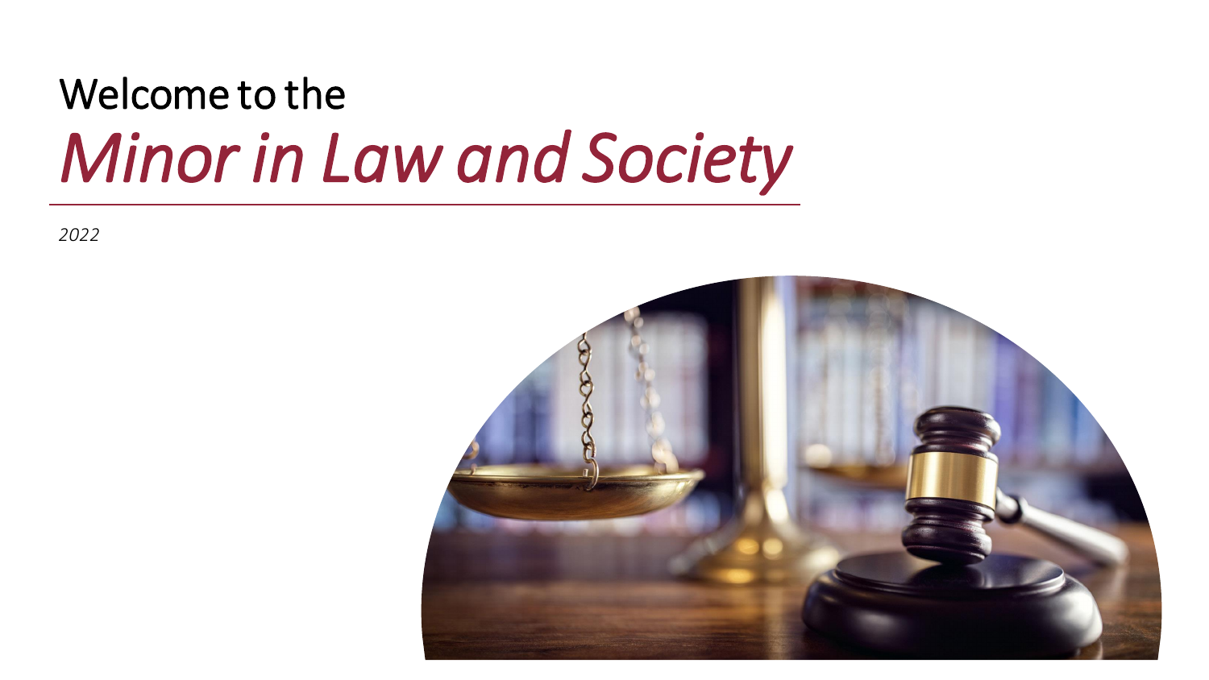Welcome to the

# *Minor in Law and Society*

*2022*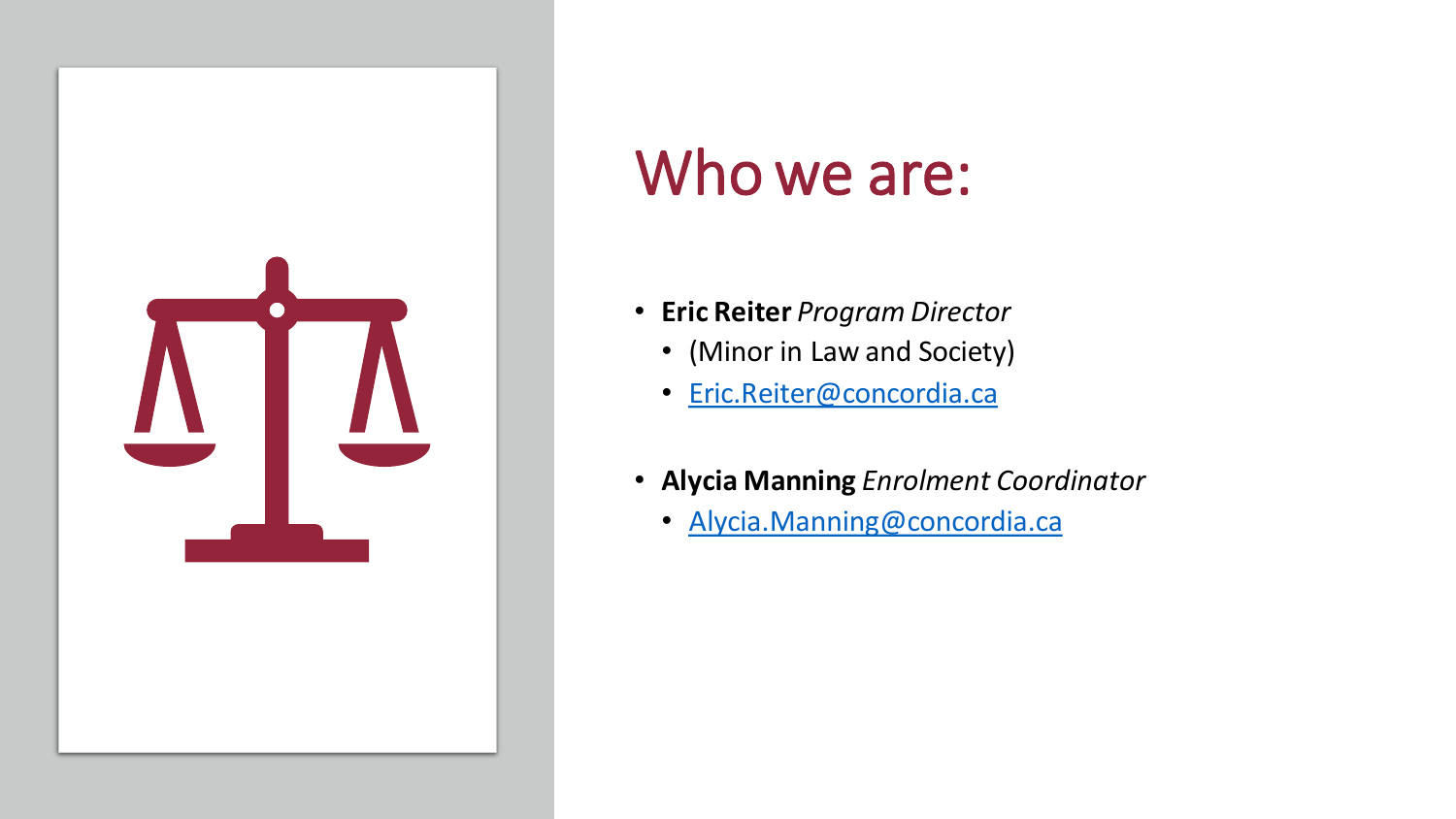# Who we are:

- **Eric Reiter** *Program Director*
  - (Minor in Law and Society)
  - [Eric.Reiter@concordia.ca](mailto:Eric.Reiter@concordia.ca)

- **Alycia Manning** *Enrolment Coordinator*
  - [Alycia.Manning@concordia.ca](mailto:Alycia.Manning@concordia.ca)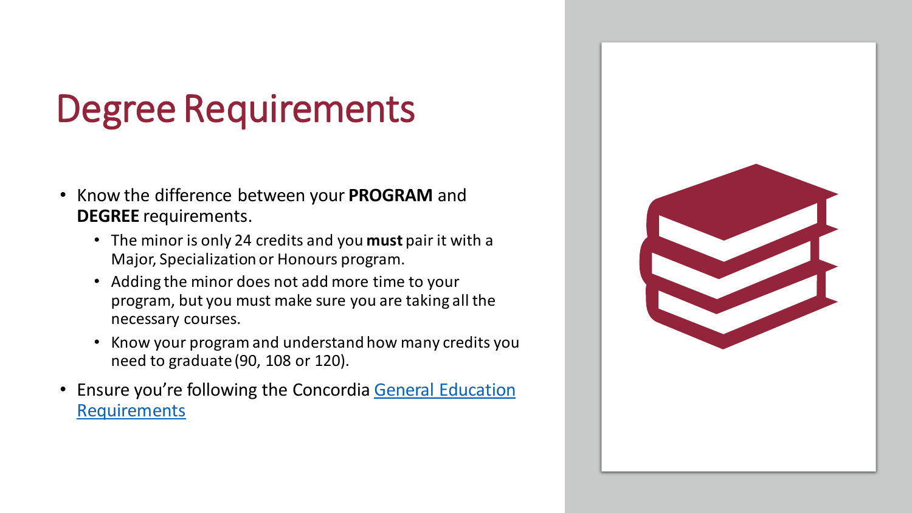# Degree Requirements

- Know the difference between your **PROGRAM** and **DEGREE** requirements.
  - The minor is only 24 credits and you **must** pair it with a Major, Specialization or Honours program.
  - Adding the minor does not add more time to your program, but you must make sure you are taking all the necessary courses.
  - Know your program and understand how many credits you need to graduate (90, 108 or 120).
- Ensure you're following the Concordia General Education Requirements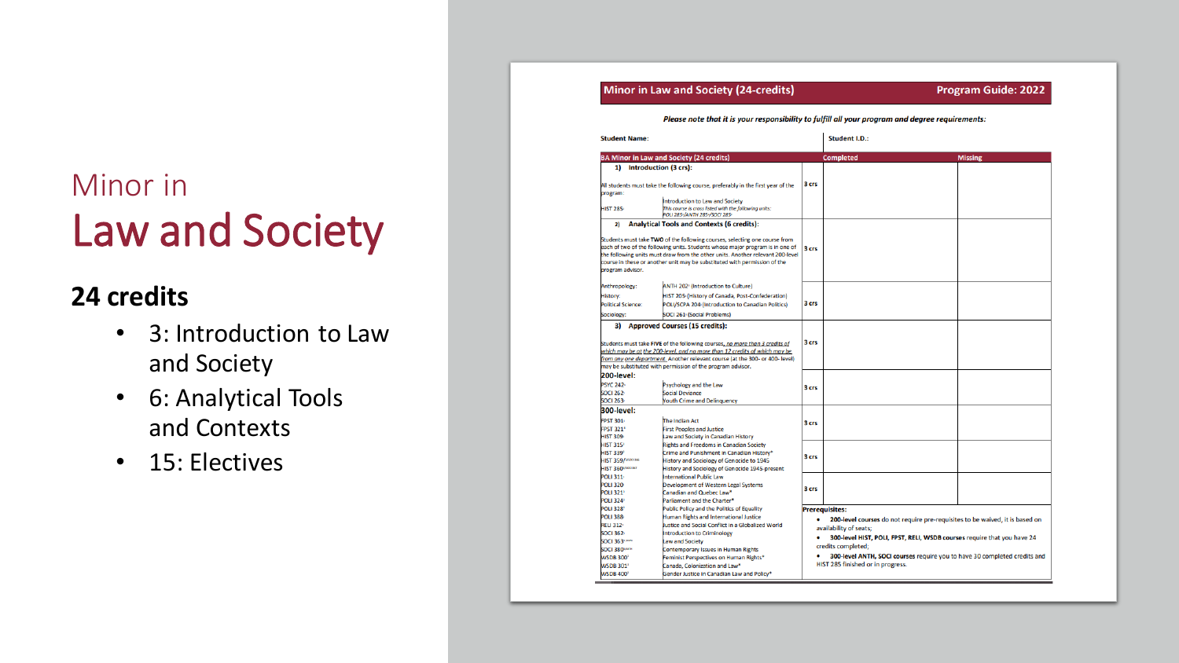# Minor in Law and Society

**24 credits**

- 3: Introduction to Law and Society
- 6: Analytical Tools and Contexts
- 15: Electives

## Minor in Law and Society (24-credits) — Program Guide: 2022

***Please note that it is your responsibility to fulfill all your program and degree requirements:***

**Student Name:** | **Student I.D.:**

| BA Minor in Law and Society (24 credits) | | Completed | Missing |
|---|---|---|---|
| **1) Introduction (3 crs):** All students must take the following course, preferably in the first year of the program: HIST 285 – Introduction to Law and Society. *This course is cross listed with the following units: POLI 285/ANTH 285/SOCI 285* | 3 crs | | |
| **2) Analytical Tools and Contexts (6 credits):** Students must take **TWO** of the following courses, selecting one course from each of two of the following units. Students whose major program is in one of the following units must draw from the other units. Another relevant 200-level course in these or another unit may be substituted with permission of the program advisor. | 3 crs | | |
| Anthropology: ANTH 202 (Introduction to Culture); History: HIST 205 (History of Canada, Post-Confederation); Political Science: POLI/SCPA 204 (Introduction to Canadian Politics); Sociology: SOCI 261 (Social Problems) | 3 crs | | |
| **3) Approved Courses (15 credits):** Students must take **FIVE** of the following courses, *no more than 3 credits of which may be at the 200-level, and no more than 12 credits of which may be from any one department.* Another relevant course (at the 300- or 400- level) may be substituted with permission of the program advisor. | 3 crs | | |
| **200-level:** PSYC 242 – Psychology and the Law; SOCI 262 – Social Deviance; SOCI 263 – Youth Crime and Delinquency | 3 crs | | |
| **300-level:** FPST 301 – The Indian Act; FPST 321 – First Peoples and Justice; HIST 309 – Law and Society in Canadian History; HIST 315 – Rights and Freedoms in Canadian Society; HIST 339 – Crime and Punishment in Canadian History*; HIST 359 – History and Sociology of Genocide to 1945; HIST 360 – History and Sociology of Genocide 1945-present; POLI 311 – International Public Law; POLI 320 – Development of Western Legal Systems; POLI 321 – Canadian and Quebec Law*; POLI 324 – Parliament and the Charter*; POLI 328 – Public Policy and the Politics of Equality; POLI 388 – Human Rights and International Justice; RELI 312 – Justice and Social Conflict in a Globalized World; SOCI 362 – Introduction to Criminology; SOCI 363 – Law and Society; SOCI 380 – Contemporary Issues in Human Rights; WSDB 300 – Feminist Perspectives on Human Rights*; WSDB 301 – Canada, Colonization and Law*; WSDB 400 – Gender Justice in Canadian Law and Policy* | 3 crs | | |
| | 3 crs | | |
| | 3 crs | | |

**Prerequisites:**

- **200-level courses** do not require pre-requisites to be waived, it is based on availability of seats;
- **300-level HIST, POLI, FPST, RELI, WSDB courses** require that you have 24 credits completed;
- **300-level ANTH, SOCI courses** require you to have 30 completed credits and HIST 285 finished or in progress.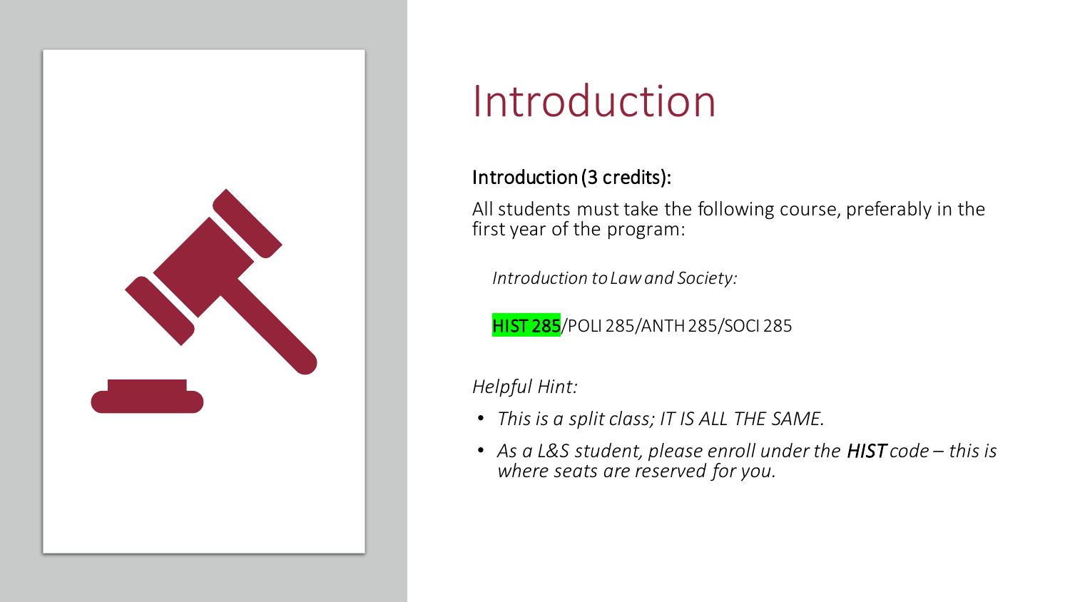# Introduction

**Introduction (3 credits):**

All students must take the following course, preferably in the first year of the program:

*Introduction to Law and Society:*

HIST 285/POLI 285/ANTH 285/SOCI 285

*Helpful Hint:*

- *This is a split class; IT IS ALL THE SAME.*
- *As a L&S student, please enroll under the **HIST** code – this is where seats are reserved for you.*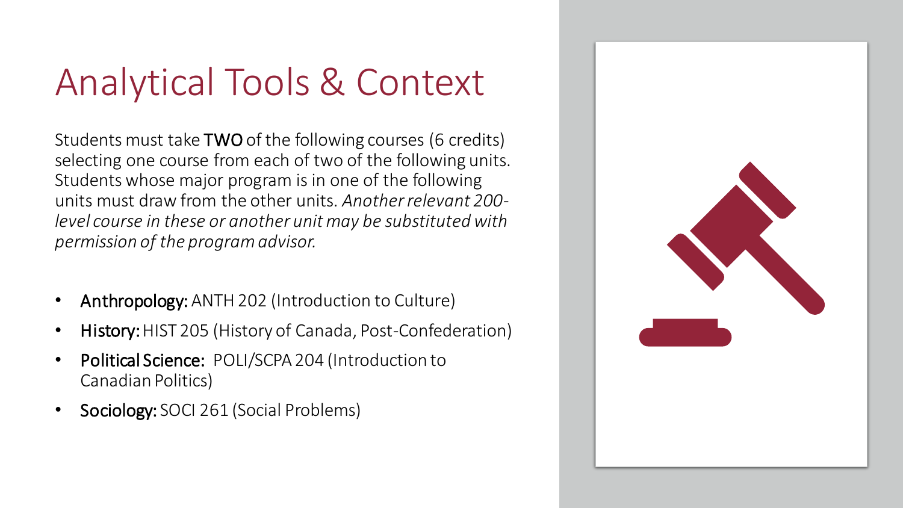# Analytical Tools & Context

Students must take **TWO** of the following courses (6 credits) selecting one course from each of two of the following units. Students whose major program is in one of the following units must draw from the other units. *Another relevant 200-level course in these or another unit may be substituted with permission of the program advisor.*

- **Anthropology:** ANTH 202 (Introduction to Culture)
- **History:** HIST 205 (History of Canada, Post-Confederation)
- **Political Science:** POLI/SCPA 204 (Introduction to Canadian Politics)
- **Sociology:** SOCI 261 (Social Problems)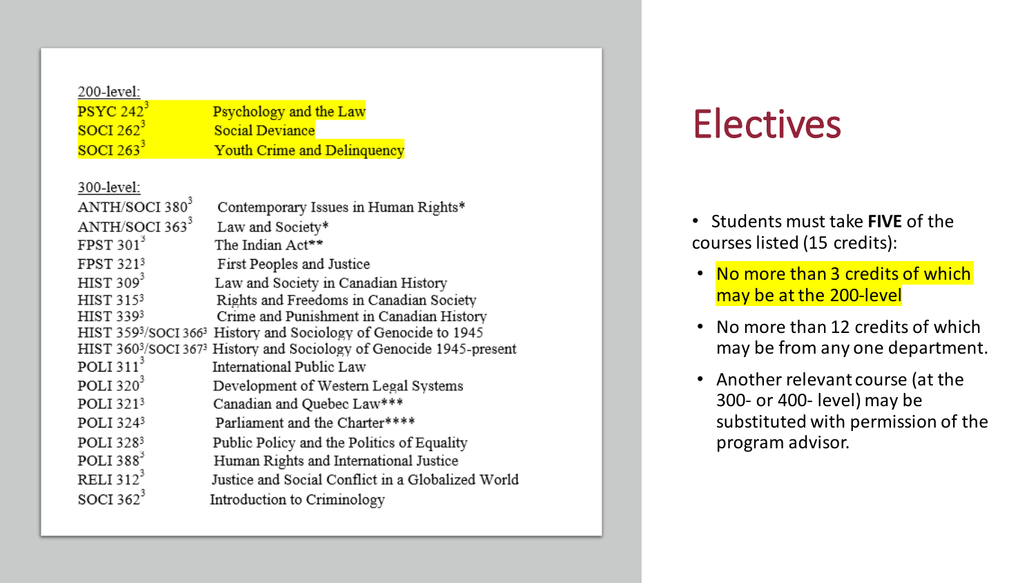# Electives

- Students must take **FIVE** of the courses listed (15 credits):
  - No more than 3 credits of which may be at the 200-level
  - No more than 12 credits of which may be from any one department.
  - Another relevant course (at the 300- or 400- level) may be substituted with permission of the program advisor.

200-level:

| Course | Title |
|---|---|
| PSYC 242[3] | Psychology and the Law |
| SOCI 262[3] | Social Deviance |
| SOCI 263[3] | Youth Crime and Delinquency |

300-level:

| Course | Title |
|---|---|
| ANTH/SOCI 380[3] | Contemporary Issues in Human Rights* |
| ANTH/SOCI 363[3] | Law and Society* |
| FPST 301[3] | The Indian Act** |
| FPST 321[3] | First Peoples and Justice |
| HIST 309[3] | Law and Society in Canadian History |
| HIST 315[3] | Rights and Freedoms in Canadian Society |
| HIST 339[3] | Crime and Punishment in Canadian History |
| HIST 359[3]/SOCI 366[3] | History and Sociology of Genocide to 1945 |
| HIST 360[3]/SOCI 367[3] | History and Sociology of Genocide 1945-present |
| POLI 311[3] | International Public Law |
| POLI 320[3] | Development of Western Legal Systems |
| POLI 321[3] | Canadian and Quebec Law*** |
| POLI 324[3] | Parliament and the Charter**** |
| POLI 328[3] | Public Policy and the Politics of Equality |
| POLI 388[3] | Human Rights and International Justice |
| RELI 312[3] | Justice and Social Conflict in a Globalized World |
| SOCI 362[3] | Introduction to Criminology |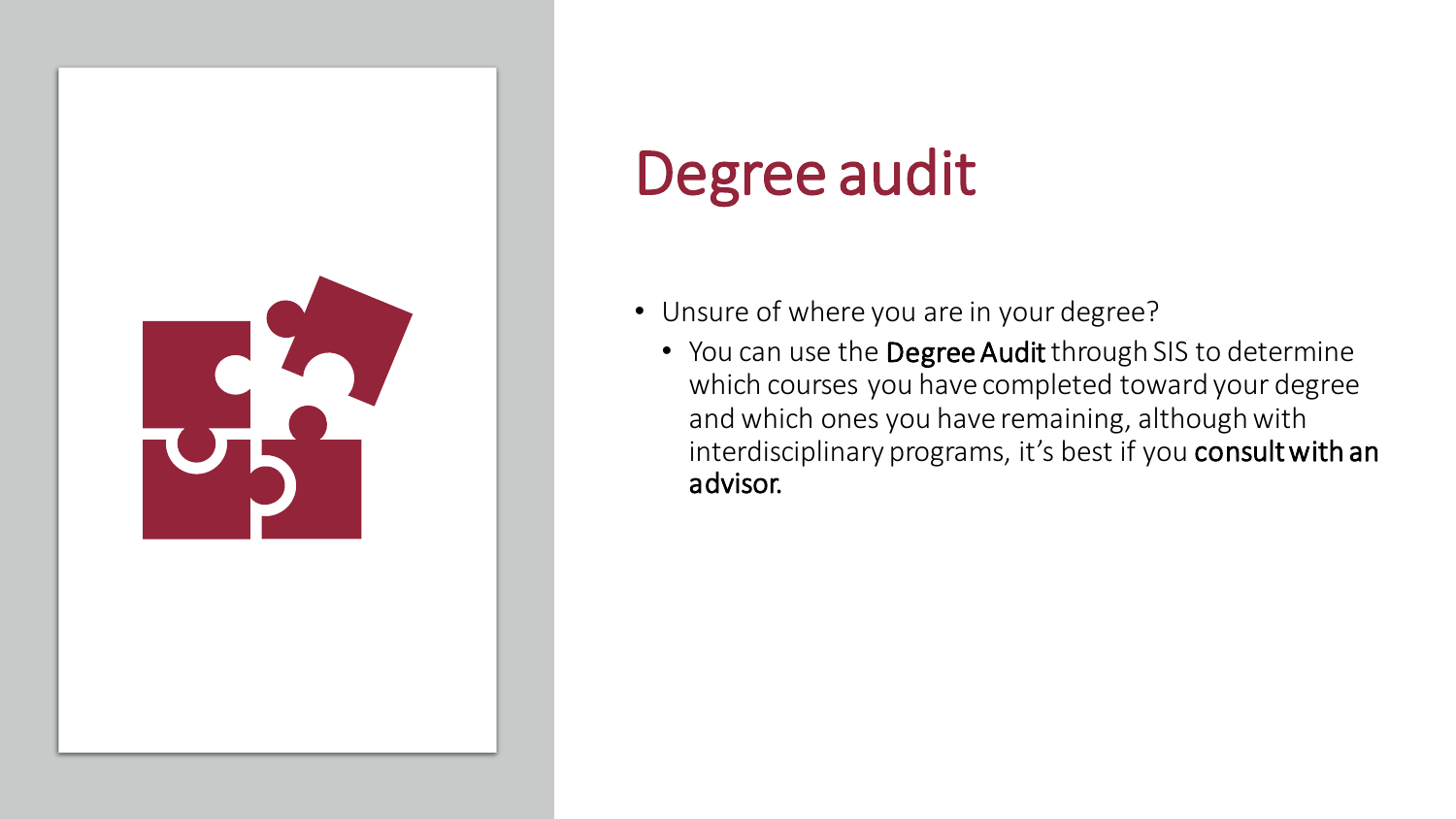# Degree audit

- Unsure of where you are in your degree?
  - You can use the **Degree Audit** through SIS to determine which courses you have completed toward your degree and which ones you have remaining, although with interdisciplinary programs, it's best if you **consult with an advisor.**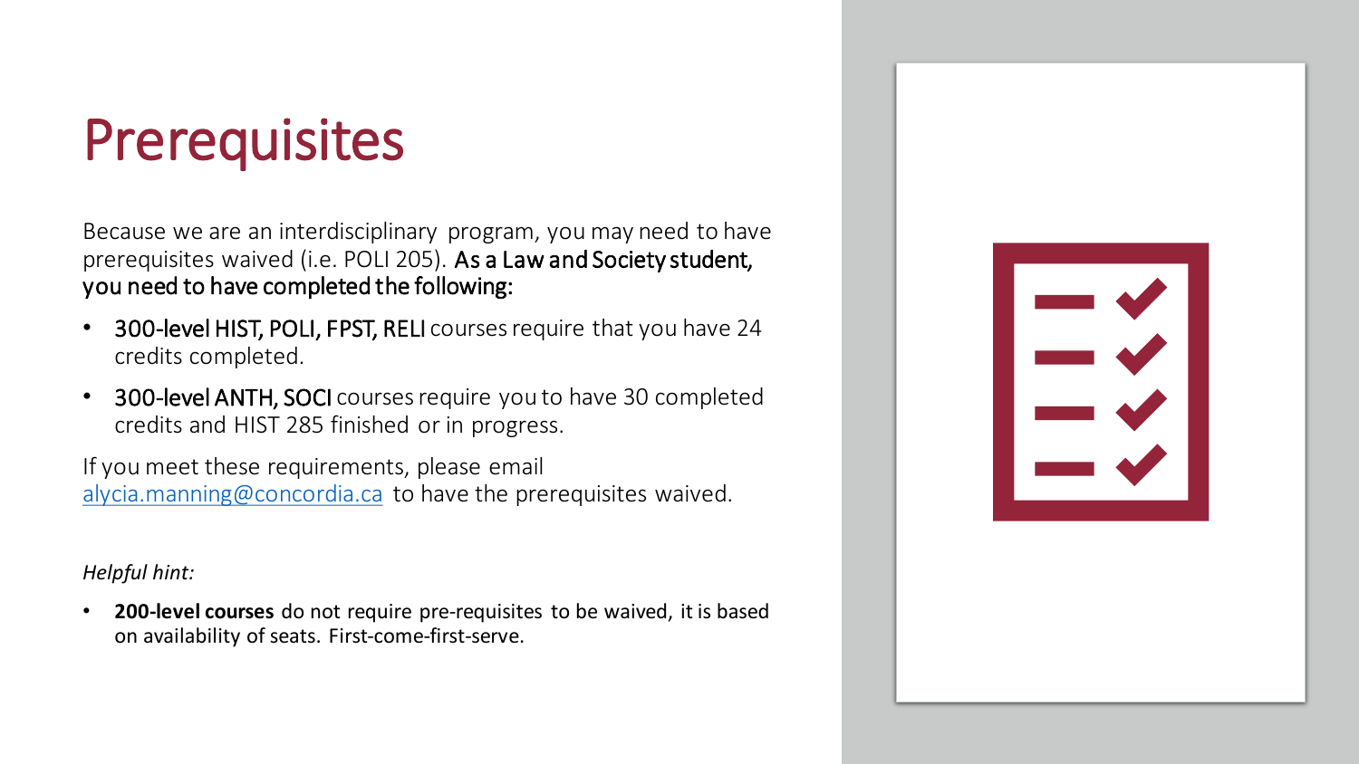# Prerequisites

Because we are an interdisciplinary program, you may need to have prerequisites waived (i.e. POLI 205). **As a Law and Society student, you need to have completed the following:**

- **300-level HIST, POLI, FPST, RELI** courses require that you have 24 credits completed.
- **300-level ANTH, SOCI** courses require you to have 30 completed credits and HIST 285 finished or in progress.

If you meet these requirements, please email [alycia.manning@concordia.ca](mailto:alycia.manning@concordia.ca) to have the prerequisites waived.

*Helpful hint:*

- **200-level courses** do not require pre-requisites to be waived, it is based on availability of seats. First-come-first-serve.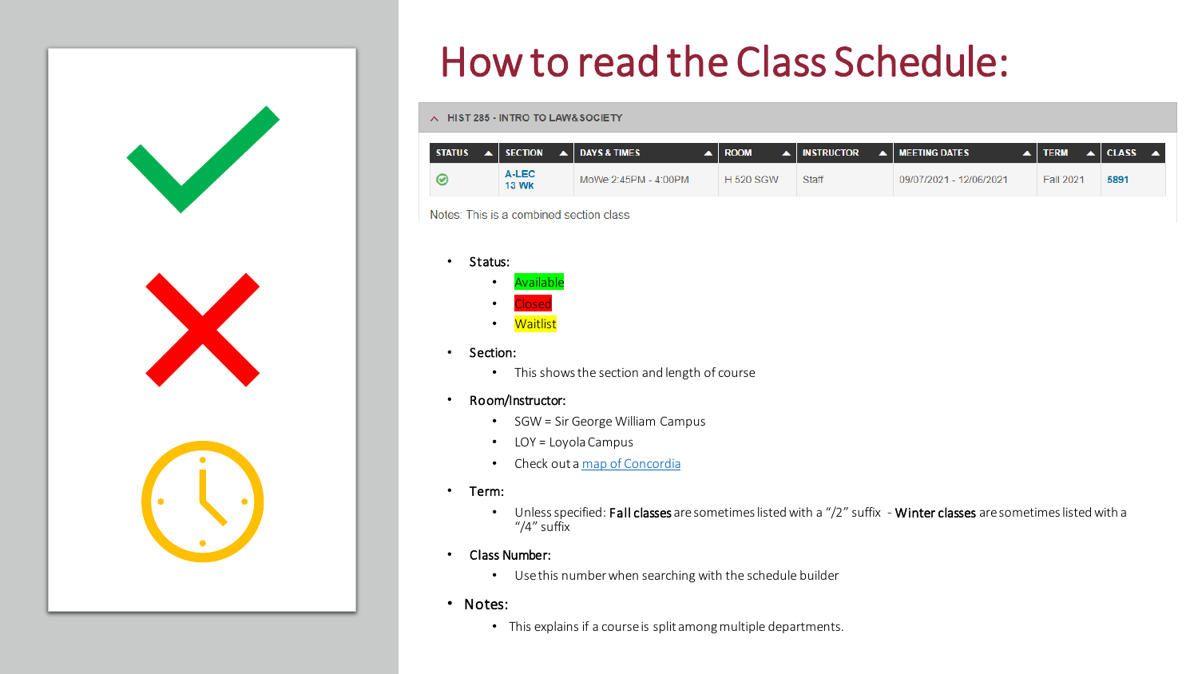# How to read the Class Schedule:

HIST 285 - INTRO TO LAW&SOCIETY

| STATUS | SECTION | DAYS & TIMES | ROOM | INSTRUCTOR | MEETING DATES | TERM | CLASS |
|---|---|---|---|---|---|---|---|
| ✓ | A-LEC 13 WK | MoWe 2:45PM - 4:00PM | H 520 SGW | Staff | 09/07/2021 - 12/06/2021 | Fall 2021 | 5891 |

Notes: This is a combined section class

- Status:
  - Available
  - Closed
  - Waitlist
- Section:
  - This shows the section and length of course
- Room/Instructor:
  - SGW = Sir George William Campus
  - LOY = Loyola Campus
  - Check out a [map of Concordia]
- Term:
  - Unless specified: **Fall classes** are sometimes listed with a "/2" suffix - **Winter classes** are sometimes listed with a "/4" suffix
- Class Number:
  - Use this number when searching with the schedule builder
- Notes:
  - This explains if a course is split among multiple departments.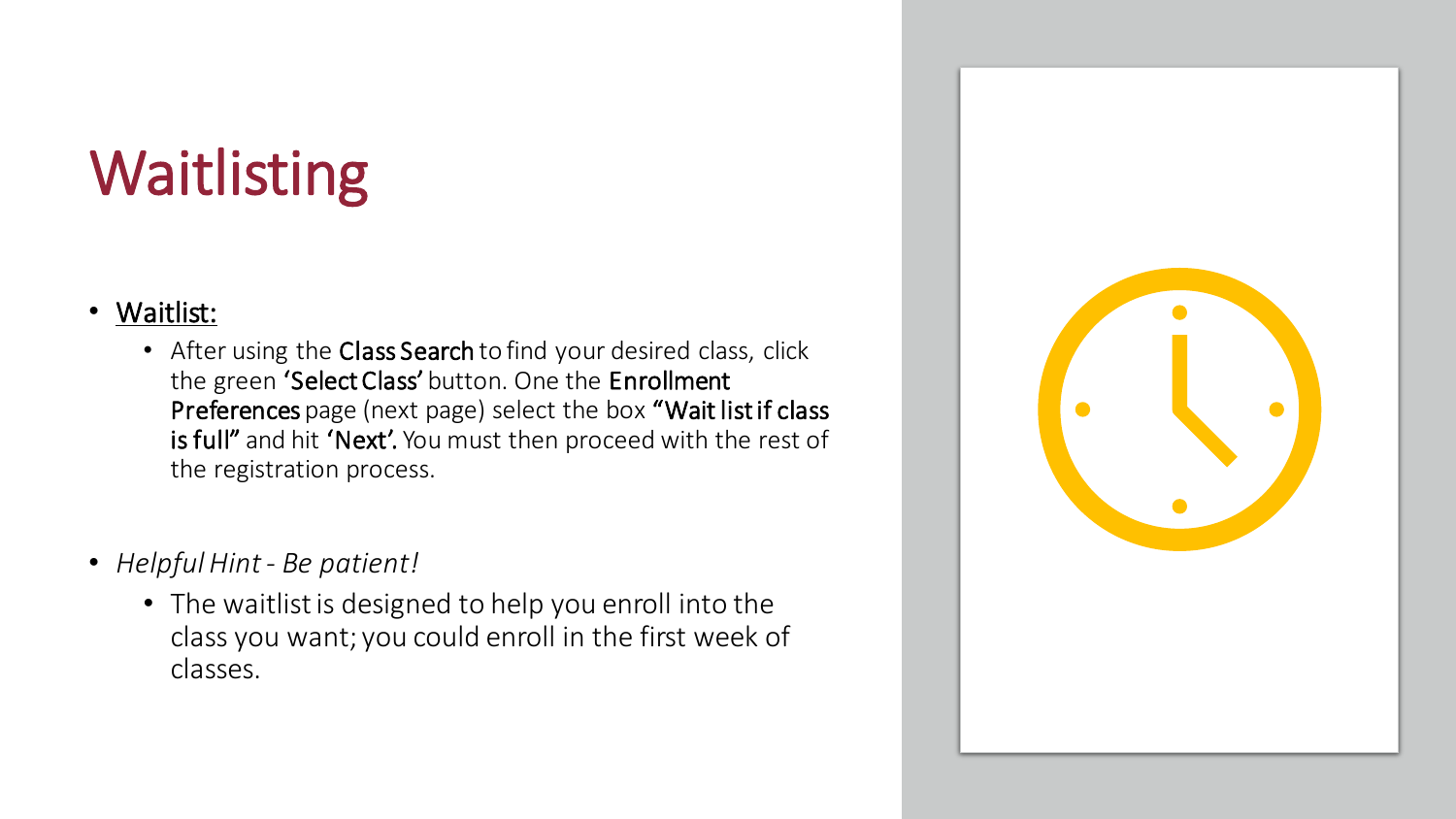# Waitlisting

- <u>Waitlist:</u>
  - After using the **Class Search** to find your desired class, click the green **'Select Class'** button. One the **Enrollment Preferences** page (next page) select the box **"Wait list if class is full"** and hit **'Next'.** You must then proceed with the rest of the registration process.

- *Helpful Hint - Be patient!*
  - The waitlist is designed to help you enroll into the class you want; you could enroll in the first week of classes.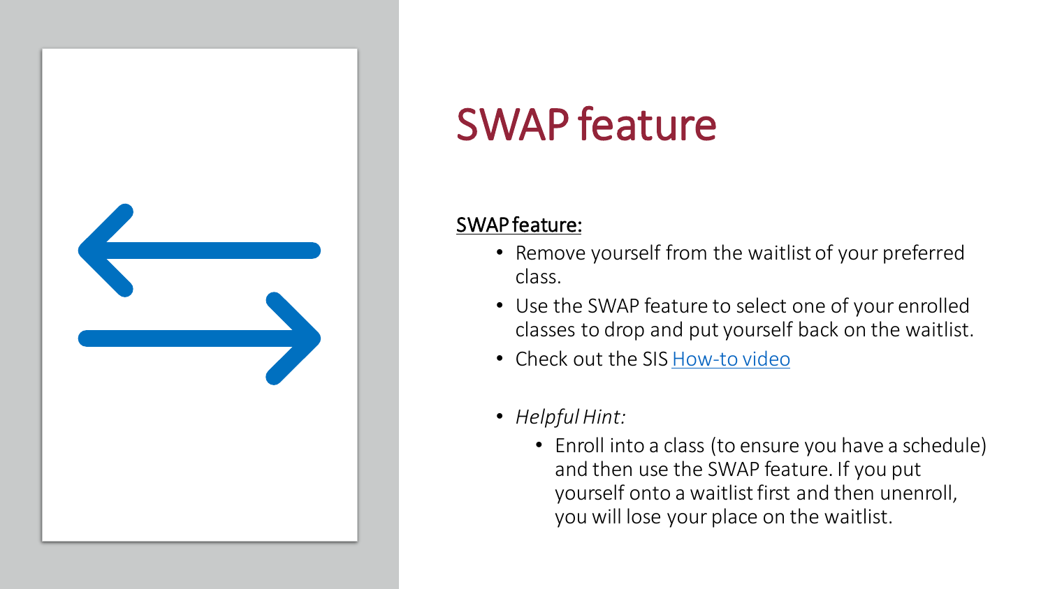# SWAP feature

<u>SWAP feature:</u>

- Remove yourself from the waitlist of your preferred class.
- Use the SWAP feature to select one of your enrolled classes to drop and put yourself back on the waitlist.
- Check out the SIS [How-to video]()
- *Helpful Hint:*
  - Enroll into a class (to ensure you have a schedule) and then use the SWAP feature. If you put yourself onto a waitlist first and then unenroll, you will lose your place on the waitlist.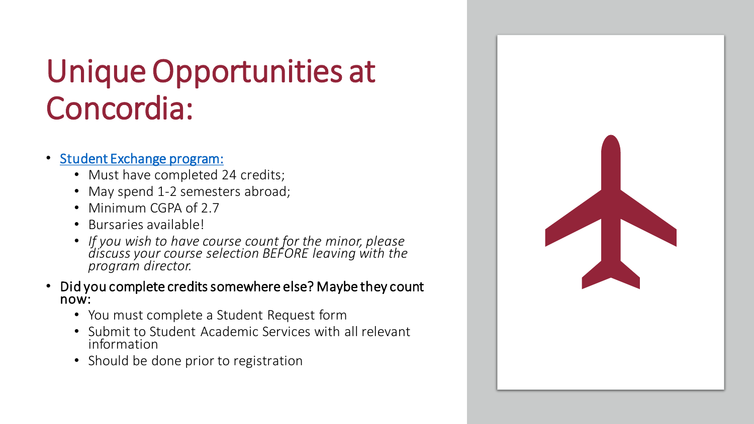# Unique Opportunities at Concordia:

- [Student Exchange program:]
  - Must have completed 24 credits;
  - May spend 1-2 semesters abroad;
  - Minimum CGPA of 2.7
  - Bursaries available!
  - *If you wish to have course count for the minor, please discuss your course selection BEFORE leaving with the program director.*
- Did you complete credits somewhere else? Maybe they count now:
  - You must complete a Student Request form
  - Submit to Student Academic Services with all relevant information
  - Should be done prior to registration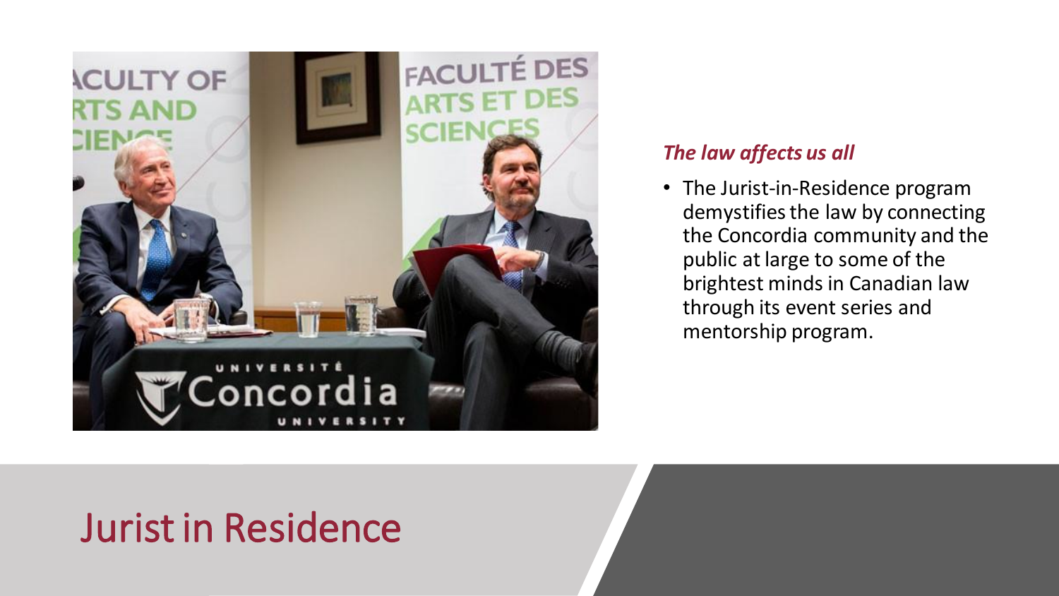# Jurist in Residence

***The law affects us all***

- The Jurist-in-Residence program demystifies the law by connecting the Concordia community and the public at large to some of the brightest minds in Canadian law through its event series and mentorship program.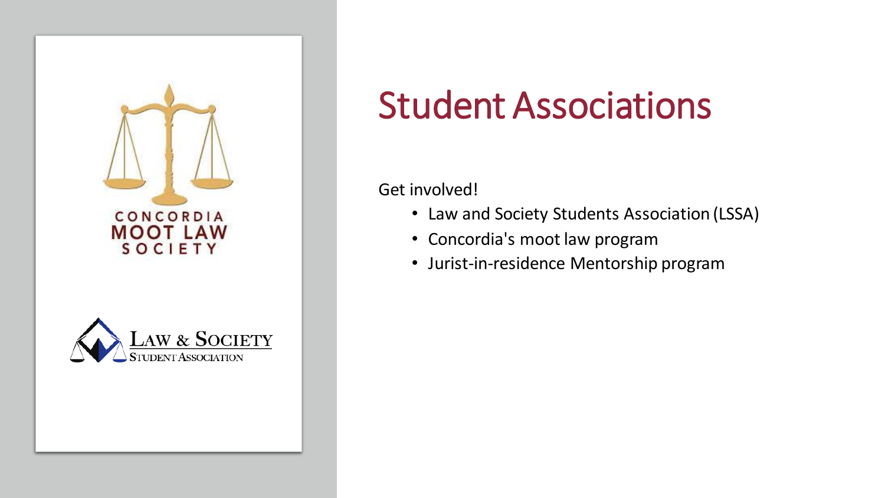# Student Associations

Get involved!

- Law and Society Students Association (LSSA)
- Concordia's moot law program
- Jurist-in-residence Mentorship program